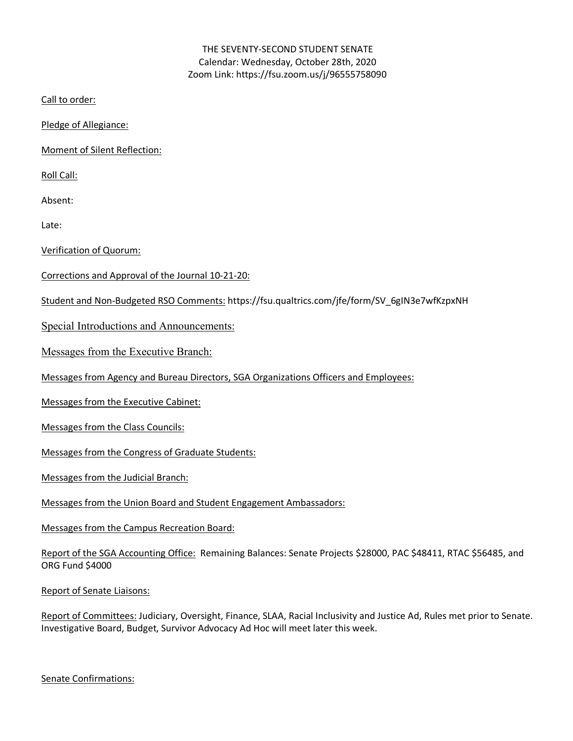THE SEVENTY-SECOND STUDENT SENATE
Calendar: Wednesday, October 28th, 2020
Zoom Link: https://fsu.zoom.us/j/96555758090

Call to order:

Pledge of Allegiance:

Moment of Silent Reflection:

Roll Call:

Absent:

Late:

Verification of Quorum:

Corrections and Approval of the Journal 10-21-20:

Student and Non-Budgeted RSO Comments: https://fsu.qualtrics.com/jfe/form/SV_6gIN3e7wfKzpxNH

Special Introductions and Announcements:

Messages from the Executive Branch:

Messages from Agency and Bureau Directors, SGA Organizations Officers and Employees:

Messages from the Executive Cabinet:

Messages from the Class Councils:

Messages from the Congress of Graduate Students:

Messages from the Judicial Branch:

Messages from the Union Board and Student Engagement Ambassadors:

Messages from the Campus Recreation Board:

Report of the SGA Accounting Office: Remaining Balances: Senate Projects $28000, PAC $48411, RTAC $56485, and ORG Fund $4000

Report of Senate Liaisons:

Report of Committees: Judiciary, Oversight, Finance, SLAA, Racial Inclusivity and Justice Ad, Rules met prior to Senate. Investigative Board, Budget, Survivor Advocacy Ad Hoc will meet later this week.

Senate Confirmations: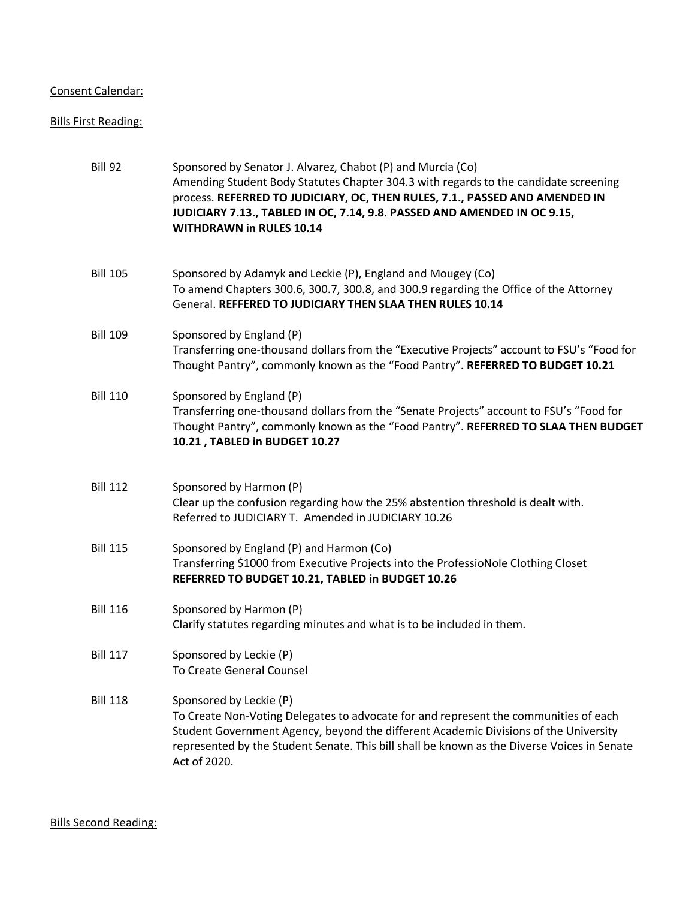Consent Calendar:

Bills First Reading:

| | |
|---|---|
| Bill 92 | Sponsored by Senator J. Alvarez, Chabot (P) and Murcia (Co)<br>Amending Student Body Statutes Chapter 304.3 with regards to the candidate screening process. **REFERRED TO JUDICIARY, OC, THEN RULES, 7.1., PASSED AND AMENDED IN JUDICIARY 7.13., TABLED IN OC, 7.14, 9.8. PASSED AND AMENDED IN OC 9.15, WITHDRAWN in RULES 10.14** |
| Bill 105 | Sponsored by Adamyk and Leckie (P), England and Mougey (Co)<br>To amend Chapters 300.6, 300.7, 300.8, and 300.9 regarding the Office of the Attorney General. **REFFERED TO JUDICIARY THEN SLAA THEN RULES 10.14** |
| Bill 109 | Sponsored by England (P)<br>Transferring one-thousand dollars from the "Executive Projects" account to FSU's "Food for Thought Pantry", commonly known as the "Food Pantry". **REFERRED TO BUDGET 10.21** |
| Bill 110 | Sponsored by England (P)<br>Transferring one-thousand dollars from the "Senate Projects" account to FSU's "Food for Thought Pantry", commonly known as the "Food Pantry". **REFERRED TO SLAA THEN BUDGET 10.21 , TABLED in BUDGET 10.27** |
| Bill 112 | Sponsored by Harmon (P)<br>Clear up the confusion regarding how the 25% abstention threshold is dealt with.<br>Referred to JUDICIARY T. Amended in JUDICIARY 10.26 |
| Bill 115 | Sponsored by England (P) and Harmon (Co)<br>Transferring $1000 from Executive Projects into the ProfessioNole Clothing Closet<br>**REFERRED TO BUDGET 10.21, TABLED in BUDGET 10.26** |
| Bill 116 | Sponsored by Harmon (P)<br>Clarify statutes regarding minutes and what is to be included in them. |
| Bill 117 | Sponsored by Leckie (P)<br>To Create General Counsel |
| Bill 118 | Sponsored by Leckie (P)<br>To Create Non-Voting Delegates to advocate for and represent the communities of each Student Government Agency, beyond the different Academic Divisions of the University represented by the Student Senate. This bill shall be known as the Diverse Voices in Senate Act of 2020. |

Bills Second Reading: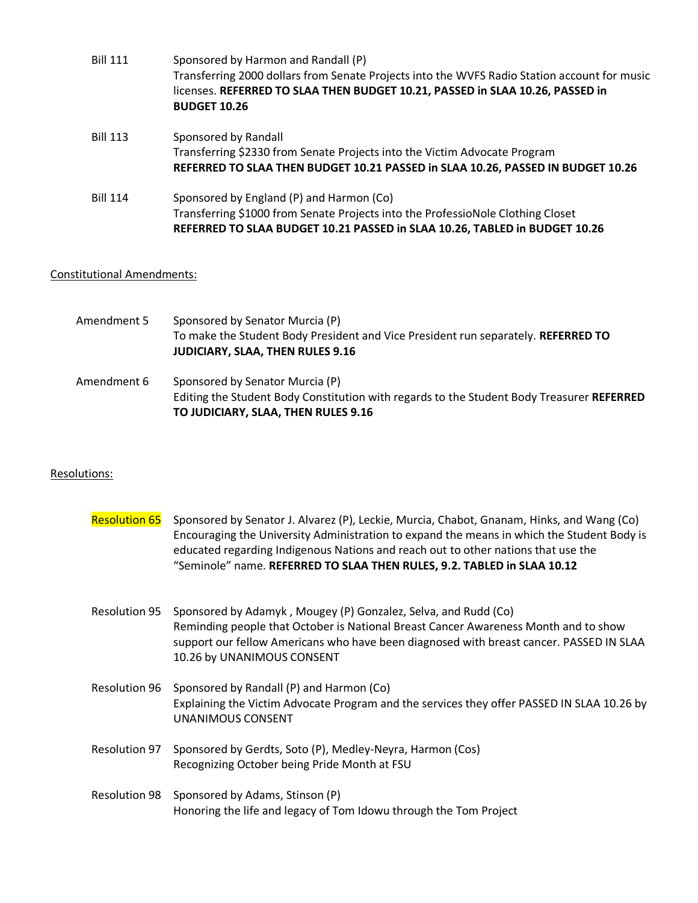Bill 111 Sponsored by Harmon and Randall (P)
Transferring 2000 dollars from Senate Projects into the WVFS Radio Station account for music licenses. **REFERRED TO SLAA THEN BUDGET 10.21, PASSED in SLAA 10.26, PASSED in BUDGET 10.26**

Bill 113 Sponsored by Randall
Transferring $2330 from Senate Projects into the Victim Advocate Program
**REFERRED TO SLAA THEN BUDGET 10.21 PASSED in SLAA 10.26, PASSED IN BUDGET 10.26**

Bill 114 Sponsored by England (P) and Harmon (Co)
Transferring $1000 from Senate Projects into the ProfessioNole Clothing Closet
**REFERRED TO SLAA BUDGET 10.21 PASSED in SLAA 10.26, TABLED in BUDGET 10.26**

Constitutional Amendments:

Amendment 5 Sponsored by Senator Murcia (P)
To make the Student Body President and Vice President run separately. **REFERRED TO JUDICIARY, SLAA, THEN RULES 9.16**

Amendment 6 Sponsored by Senator Murcia (P)
Editing the Student Body Constitution with regards to the Student Body Treasurer **REFERRED TO JUDICIARY, SLAA, THEN RULES 9.16**

Resolutions:

Resolution 65 Sponsored by Senator J. Alvarez (P), Leckie, Murcia, Chabot, Gnanam, Hinks, and Wang (Co)
Encouraging the University Administration to expand the means in which the Student Body is educated regarding Indigenous Nations and reach out to other nations that use the "Seminole" name. **REFERRED TO SLAA THEN RULES, 9.2. TABLED in SLAA 10.12**

Resolution 95 Sponsored by Adamyk , Mougey (P) Gonzalez, Selva, and Rudd (Co)
Reminding people that October is National Breast Cancer Awareness Month and to show support our fellow Americans who have been diagnosed with breast cancer. PASSED IN SLAA 10.26 by UNANIMOUS CONSENT

Resolution 96 Sponsored by Randall (P) and Harmon (Co)
Explaining the Victim Advocate Program and the services they offer PASSED IN SLAA 10.26 by UNANIMOUS CONSENT

Resolution 97 Sponsored by Gerdts, Soto (P), Medley-Neyra, Harmon (Cos)
Recognizing October being Pride Month at FSU

Resolution 98 Sponsored by Adams, Stinson (P)
Honoring the life and legacy of Tom Idowu through the Tom Project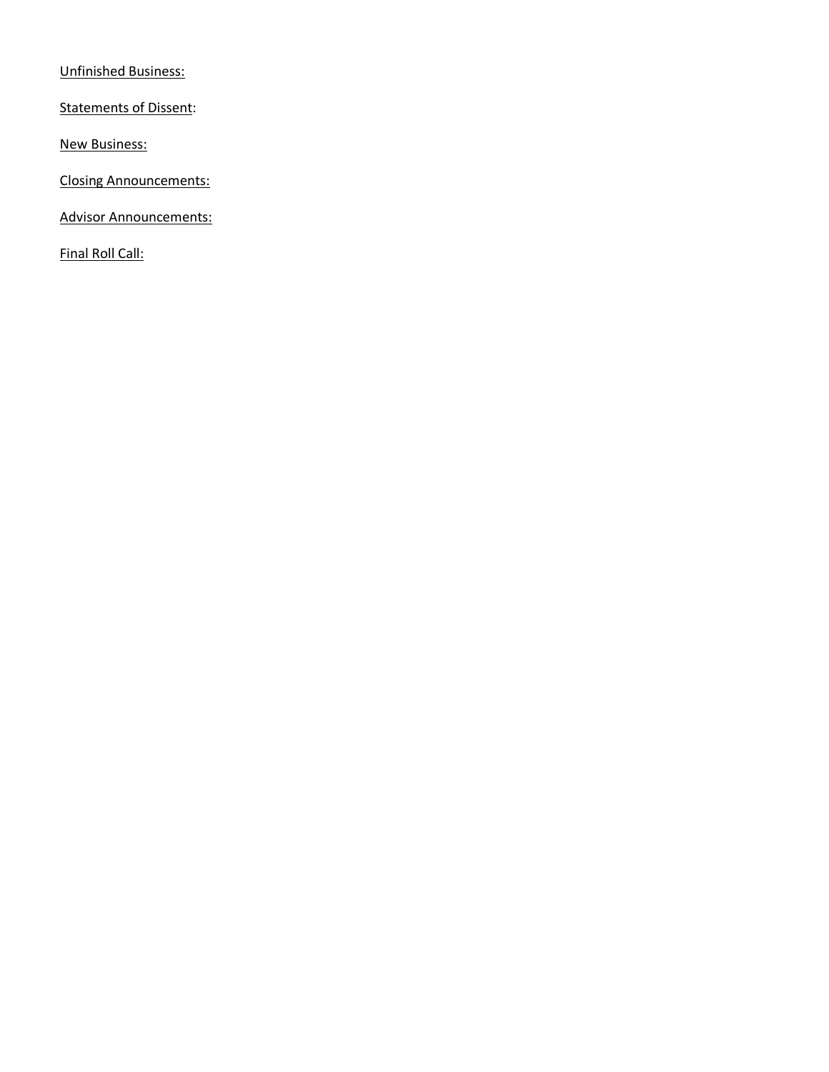Unfinished Business:

Statements of Dissent:

New Business:

Closing Announcements:

Advisor Announcements:

Final Roll Call: